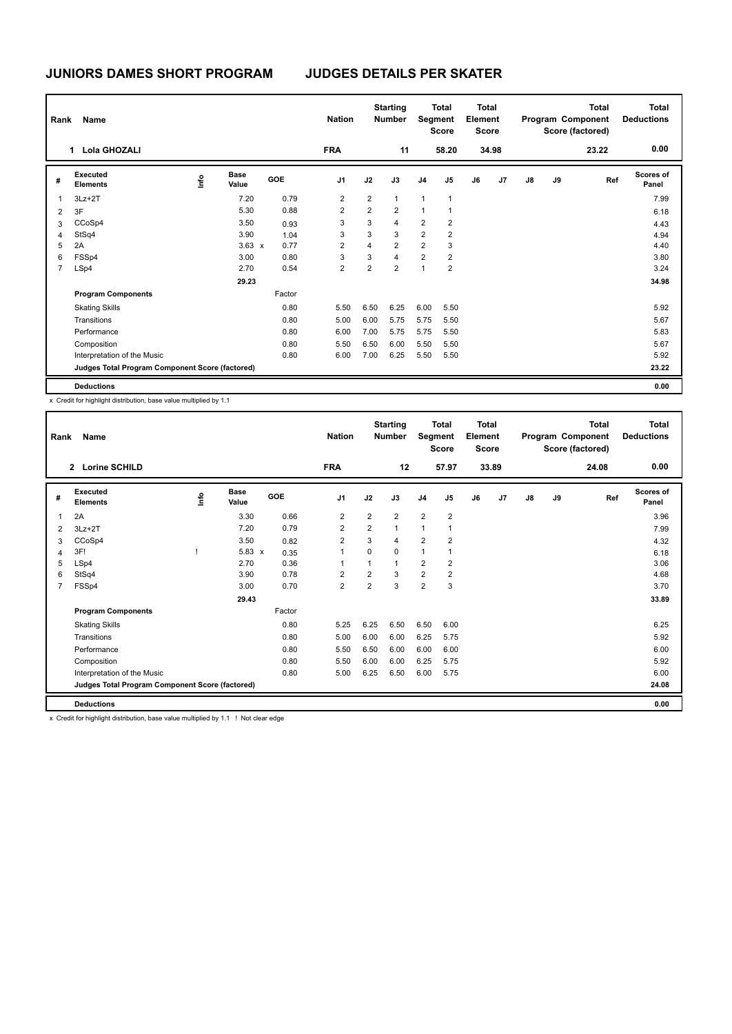# JUNIORS DAMES SHORT PROGRAM JUDGES DETAILS PER SKATER

| Rank | Name | Nation | Starting Number | Total Segment Score | Total Element Score | Total Program Component Score (factored) | Total Deductions |
|---|---|---|---|---|---|---|---|
| 1 | Lola GHOZALI | FRA | 11 | 58.20 | 34.98 | 23.22 | 0.00 |

| # | Executed Elements | Info | Base Value | GOE | J1 | J2 | J3 | J4 | J5 | J6 | J7 | J8 | J9 | Ref | Scores of Panel |
|---|---|---|---|---|---|---|---|---|---|---|---|---|---|---|---|
| 1 | 3Lz+2T | | 7.20 | 0.79 | 2 | 2 | 1 | 1 | 1 | | | | | | 7.99 |
| 2 | 3F | | 5.30 | 0.88 | 2 | 2 | 2 | 1 | 1 | | | | | | 6.18 |
| 3 | CCoSp4 | | 3.50 | 0.93 | 3 | 3 | 4 | 2 | 2 | | | | | | 4.43 |
| 4 | StSq4 | | 3.90 | 1.04 | 3 | 3 | 3 | 2 | 2 | | | | | | 4.94 |
| 5 | 2A | | 3.63 x | 0.77 | 2 | 4 | 2 | 2 | 3 | | | | | | 4.40 |
| 6 | FSSp4 | | 3.00 | 0.80 | 3 | 3 | 4 | 2 | 2 | | | | | | 3.80 |
| 7 | LSp4 | | 2.70 | 0.54 | 2 | 2 | 2 | 1 | 2 | | | | | | 3.24 |
| | | | 29.23 | | | | | | | | | | | | 34.98 |
| | **Program Components** | | | Factor | | | | | | | | | | | |
| | Skating Skills | | | 0.80 | 5.50 | 6.50 | 6.25 | 6.00 | 5.50 | | | | | | 5.92 |
| | Transitions | | | 0.80 | 5.00 | 6.00 | 5.75 | 5.75 | 5.50 | | | | | | 5.67 |
| | Performance | | | 0.80 | 6.00 | 7.00 | 5.75 | 5.75 | 5.50 | | | | | | 5.83 |
| | Composition | | | 0.80 | 5.50 | 6.50 | 6.00 | 5.50 | 5.50 | | | | | | 5.67 |
| | Interpretation of the Music | | | 0.80 | 6.00 | 7.00 | 6.25 | 5.50 | 5.50 | | | | | | 5.92 |
| | **Judges Total Program Component Score (factored)** | | | | | | | | | | | | | | 23.22 |
| | **Deductions** | | | | | | | | | | | | | | 0.00 |

x Credit for highlight distribution, base value multiplied by 1.1

| Rank | Name | Nation | Starting Number | Total Segment Score | Total Element Score | Total Program Component Score (factored) | Total Deductions |
|---|---|---|---|---|---|---|---|
| 2 | Lorine SCHILD | FRA | 12 | 57.97 | 33.89 | 24.08 | 0.00 |

| # | Executed Elements | Info | Base Value | GOE | J1 | J2 | J3 | J4 | J5 | J6 | J7 | J8 | J9 | Ref | Scores of Panel |
|---|---|---|---|---|---|---|---|---|---|---|---|---|---|---|---|
| 1 | 2A | | 3.30 | 0.66 | 2 | 2 | 2 | 2 | 2 | | | | | | 3.96 |
| 2 | 3Lz+2T | | 7.20 | 0.79 | 2 | 2 | 1 | 1 | 1 | | | | | | 7.99 |
| 3 | CCoSp4 | | 3.50 | 0.82 | 2 | 3 | 4 | 2 | 2 | | | | | | 4.32 |
| 4 | 3F! | ! | 5.83 x | 0.35 | 1 | 0 | 0 | 1 | 1 | | | | | | 6.18 |
| 5 | LSp4 | | 2.70 | 0.36 | 1 | 1 | 1 | 2 | 2 | | | | | | 3.06 |
| 6 | StSq4 | | 3.90 | 0.78 | 2 | 2 | 3 | 2 | 2 | | | | | | 4.68 |
| 7 | FSSp4 | | 3.00 | 0.70 | 2 | 2 | 3 | 2 | 3 | | | | | | 3.70 |
| | | | 29.43 | | | | | | | | | | | | 33.89 |
| | **Program Components** | | | Factor | | | | | | | | | | | |
| | Skating Skills | | | 0.80 | 5.25 | 6.25 | 6.50 | 6.50 | 6.00 | | | | | | 6.25 |
| | Transitions | | | 0.80 | 5.00 | 6.00 | 6.00 | 6.25 | 5.75 | | | | | | 5.92 |
| | Performance | | | 0.80 | 5.50 | 6.50 | 6.00 | 6.00 | 6.00 | | | | | | 6.00 |
| | Composition | | | 0.80 | 5.50 | 6.00 | 6.00 | 6.25 | 5.75 | | | | | | 5.92 |
| | Interpretation of the Music | | | 0.80 | 5.00 | 6.25 | 6.50 | 6.00 | 5.75 | | | | | | 6.00 |
| | **Judges Total Program Component Score (factored)** | | | | | | | | | | | | | | 24.08 |
| | **Deductions** | | | | | | | | | | | | | | 0.00 |

x Credit for highlight distribution, base value multiplied by 1.1 ! Not clear edge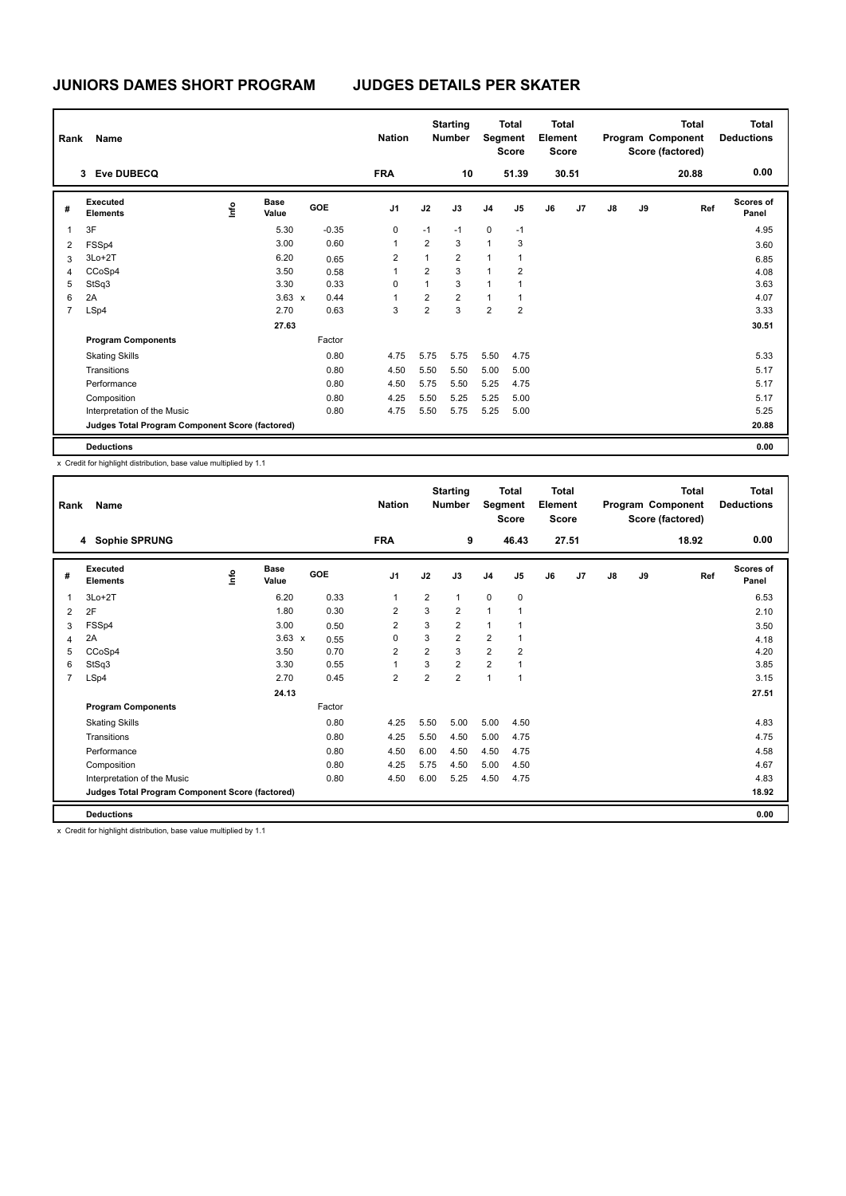# JUNIORS DAMES SHORT PROGRAM    JUDGES DETAILS PER SKATER

| Rank | Name | Nation | Starting Number | Total Segment Score | Total Element Score | Total Program Component Score (factored) | Total Deductions |
|---|---|---|---|---|---|---|---|
| 3 | Eve DUBECQ | FRA | 10 | 51.39 | 30.51 | 20.88 | 0.00 |

| # | Executed Elements | Info | Base Value | | GOE | J1 | J2 | J3 | J4 | J5 | J6 | J7 | J8 | J9 | Ref | Scores of Panel |
|---|---|---|---|---|---|---|---|---|---|---|---|---|---|---|---|---|
| 1 | 3F | | 5.30 | | -0.35 | 0 | -1 | -1 | 0 | -1 | | | | | | 4.95 |
| 2 | FSSp4 | | 3.00 | | 0.60 | 1 | 2 | 3 | 1 | 3 | | | | | | 3.60 |
| 3 | 3Lo+2T | | 6.20 | | 0.65 | 2 | 1 | 2 | 1 | 1 | | | | | | 6.85 |
| 4 | CCoSp4 | | 3.50 | | 0.58 | 1 | 2 | 3 | 1 | 2 | | | | | | 4.08 |
| 5 | StSq3 | | 3.30 | | 0.33 | 0 | 1 | 3 | 1 | 1 | | | | | | 3.63 |
| 6 | 2A | | 3.63 | x | 0.44 | 1 | 2 | 2 | 1 | 1 | | | | | | 4.07 |
| 7 | LSp4 | | 2.70 | | 0.63 | 3 | 2 | 3 | 2 | 2 | | | | | | 3.33 |
| | | | 27.63 | | | | | | | | | | | | | 30.51 |
| | **Program Components** | | | | Factor | | | | | | | | | | | |
| | Skating Skills | | | | 0.80 | 4.75 | 5.75 | 5.75 | 5.50 | 4.75 | | | | | | 5.33 |
| | Transitions | | | | 0.80 | 4.50 | 5.50 | 5.50 | 5.00 | 5.00 | | | | | | 5.17 |
| | Performance | | | | 0.80 | 4.50 | 5.75 | 5.50 | 5.25 | 4.75 | | | | | | 5.17 |
| | Composition | | | | 0.80 | 4.25 | 5.50 | 5.25 | 5.25 | 5.00 | | | | | | 5.17 |
| | Interpretation of the Music | | | | 0.80 | 4.75 | 5.50 | 5.75 | 5.25 | 5.00 | | | | | | 5.25 |
| | **Judges Total Program Component Score (factored)** | | | | | | | | | | | | | | | 20.88 |
| | **Deductions** | | | | | | | | | | | | | | | 0.00 |

x Credit for highlight distribution, base value multiplied by 1.1

| Rank | Name | Nation | Starting Number | Total Segment Score | Total Element Score | Total Program Component Score (factored) | Total Deductions |
|---|---|---|---|---|---|---|---|
| 4 | Sophie SPRUNG | FRA | 9 | 46.43 | 27.51 | 18.92 | 0.00 |

| # | Executed Elements | Info | Base Value | | GOE | J1 | J2 | J3 | J4 | J5 | J6 | J7 | J8 | J9 | Ref | Scores of Panel |
|---|---|---|---|---|---|---|---|---|---|---|---|---|---|---|---|---|
| 1 | 3Lo+2T | | 6.20 | | 0.33 | 1 | 2 | 1 | 0 | 0 | | | | | | 6.53 |
| 2 | 2F | | 1.80 | | 0.30 | 2 | 3 | 2 | 1 | 1 | | | | | | 2.10 |
| 3 | FSSp4 | | 3.00 | | 0.50 | 2 | 3 | 2 | 1 | 1 | | | | | | 3.50 |
| 4 | 2A | | 3.63 | x | 0.55 | 0 | 3 | 2 | 2 | 1 | | | | | | 4.18 |
| 5 | CCoSp4 | | 3.50 | | 0.70 | 2 | 2 | 3 | 2 | 2 | | | | | | 4.20 |
| 6 | StSq3 | | 3.30 | | 0.55 | 1 | 3 | 2 | 2 | 1 | | | | | | 3.85 |
| 7 | LSp4 | | 2.70 | | 0.45 | 2 | 2 | 2 | 1 | 1 | | | | | | 3.15 |
| | | | 24.13 | | | | | | | | | | | | | 27.51 |
| | **Program Components** | | | | Factor | | | | | | | | | | | |
| | Skating Skills | | | | 0.80 | 4.25 | 5.50 | 5.00 | 5.00 | 4.50 | | | | | | 4.83 |
| | Transitions | | | | 0.80 | 4.25 | 5.50 | 4.50 | 5.00 | 4.75 | | | | | | 4.75 |
| | Performance | | | | 0.80 | 4.50 | 6.00 | 4.50 | 4.50 | 4.75 | | | | | | 4.58 |
| | Composition | | | | 0.80 | 4.25 | 5.75 | 4.50 | 5.00 | 4.50 | | | | | | 4.67 |
| | Interpretation of the Music | | | | 0.80 | 4.50 | 6.00 | 5.25 | 4.50 | 4.75 | | | | | | 4.83 |
| | **Judges Total Program Component Score (factored)** | | | | | | | | | | | | | | | 18.92 |
| | **Deductions** | | | | | | | | | | | | | | | 0.00 |

x Credit for highlight distribution, base value multiplied by 1.1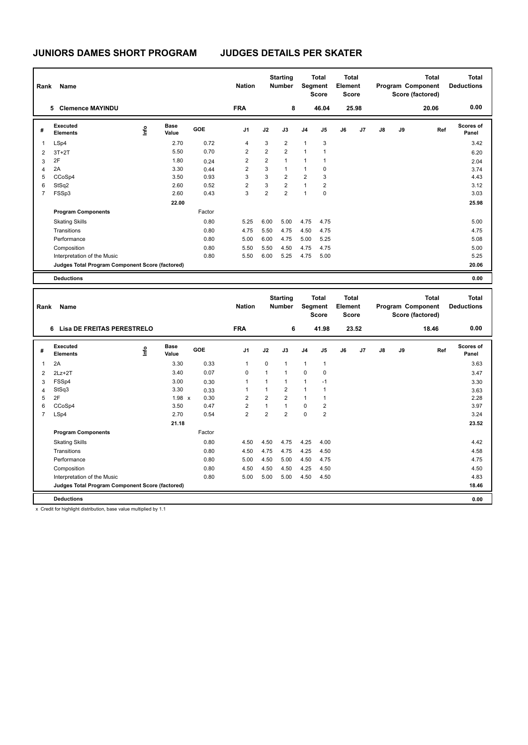# JUNIORS DAMES SHORT PROGRAM JUDGES DETAILS PER SKATER

| Rank | Name | Nation | Starting Number | Total Segment Score | Total Element Score | Total Program Component Score (factored) | Total Deductions |
|---|---|---|---|---|---|---|---|
| 5 | Clemence MAYINDU | FRA | 8 | 46.04 | 25.98 | 20.06 | 0.00 |

| # | Executed Elements | Info | Base Value | GOE | J1 | J2 | J3 | J4 | J5 | J6 | J7 | J8 | J9 | Ref | Scores of Panel |
|---|---|---|---|---|---|---|---|---|---|---|---|---|---|---|---|
| 1 | LSp4 | | 2.70 | 0.72 | 4 | 3 | 2 | 1 | 3 | | | | | | 3.42 |
| 2 | 3T+2T | | 5.50 | 0.70 | 2 | 2 | 2 | 1 | 1 | | | | | | 6.20 |
| 3 | 2F | | 1.80 | 0.24 | 2 | 2 | 1 | 1 | 1 | | | | | | 2.04 |
| 4 | 2A | | 3.30 | 0.44 | 2 | 3 | 1 | 1 | 0 | | | | | | 3.74 |
| 5 | CCoSp4 | | 3.50 | 0.93 | 3 | 3 | 2 | 2 | 3 | | | | | | 4.43 |
| 6 | StSq2 | | 2.60 | 0.52 | 2 | 3 | 2 | 1 | 2 | | | | | | 3.12 |
| 7 | FSSp3 | | 2.60 | 0.43 | 3 | 2 | 2 | 1 | 0 | | | | | | 3.03 |
| | | | 22.00 | | | | | | | | | | | | 25.98 |
| | **Program Components** | | | Factor | | | | | | | | | | | |
| | Skating Skills | | | 0.80 | 5.25 | 6.00 | 5.00 | 4.75 | 4.75 | | | | | | 5.00 |
| | Transitions | | | 0.80 | 4.75 | 5.50 | 4.75 | 4.50 | 4.75 | | | | | | 4.75 |
| | Performance | | | 0.80 | 5.00 | 6.00 | 4.75 | 5.00 | 5.25 | | | | | | 5.08 |
| | Composition | | | 0.80 | 5.50 | 5.50 | 4.50 | 4.75 | 4.75 | | | | | | 5.00 |
| | Interpretation of the Music | | | 0.80 | 5.50 | 6.00 | 5.25 | 4.75 | 5.00 | | | | | | 5.25 |
| | **Judges Total Program Component Score (factored)** | | | | | | | | | | | | | | 20.06 |
| | **Deductions** | | | | | | | | | | | | | | 0.00 |

| Rank | Name | Nation | Starting Number | Total Segment Score | Total Element Score | Total Program Component Score (factored) | Total Deductions |
|---|---|---|---|---|---|---|---|
| 6 | Lisa DE FREITAS PERESTRELO | FRA | 6 | 41.98 | 23.52 | 18.46 | 0.00 |

| # | Executed Elements | Info | Base Value | GOE | J1 | J2 | J3 | J4 | J5 | J6 | J7 | J8 | J9 | Ref | Scores of Panel |
|---|---|---|---|---|---|---|---|---|---|---|---|---|---|---|---|
| 1 | 2A | | 3.30 | 0.33 | 1 | 0 | 1 | 1 | 1 | | | | | | 3.63 |
| 2 | 2Lz+2T | | 3.40 | 0.07 | 0 | 1 | 1 | 0 | 0 | | | | | | 3.47 |
| 3 | FSSp4 | | 3.00 | 0.30 | 1 | 1 | 1 | 1 | -1 | | | | | | 3.30 |
| 4 | StSq3 | | 3.30 | 0.33 | 1 | 1 | 2 | 1 | 1 | | | | | | 3.63 |
| 5 | 2F | | 1.98 x | 0.30 | 2 | 2 | 2 | 1 | 1 | | | | | | 2.28 |
| 6 | CCoSp4 | | 3.50 | 0.47 | 2 | 1 | 1 | 0 | 2 | | | | | | 3.97 |
| 7 | LSp4 | | 2.70 | 0.54 | 2 | 2 | 2 | 0 | 2 | | | | | | 3.24 |
| | | | 21.18 | | | | | | | | | | | | 23.52 |
| | **Program Components** | | | Factor | | | | | | | | | | | |
| | Skating Skills | | | 0.80 | 4.50 | 4.50 | 4.75 | 4.25 | 4.00 | | | | | | 4.42 |
| | Transitions | | | 0.80 | 4.50 | 4.75 | 4.75 | 4.25 | 4.50 | | | | | | 4.58 |
| | Performance | | | 0.80 | 5.00 | 4.50 | 5.00 | 4.50 | 4.75 | | | | | | 4.75 |
| | Composition | | | 0.80 | 4.50 | 4.50 | 4.50 | 4.25 | 4.50 | | | | | | 4.50 |
| | Interpretation of the Music | | | 0.80 | 5.00 | 5.00 | 5.00 | 4.50 | 4.50 | | | | | | 4.83 |
| | **Judges Total Program Component Score (factored)** | | | | | | | | | | | | | | 18.46 |
| | **Deductions** | | | | | | | | | | | | | | 0.00 |

x Credit for highlight distribution, base value multiplied by 1.1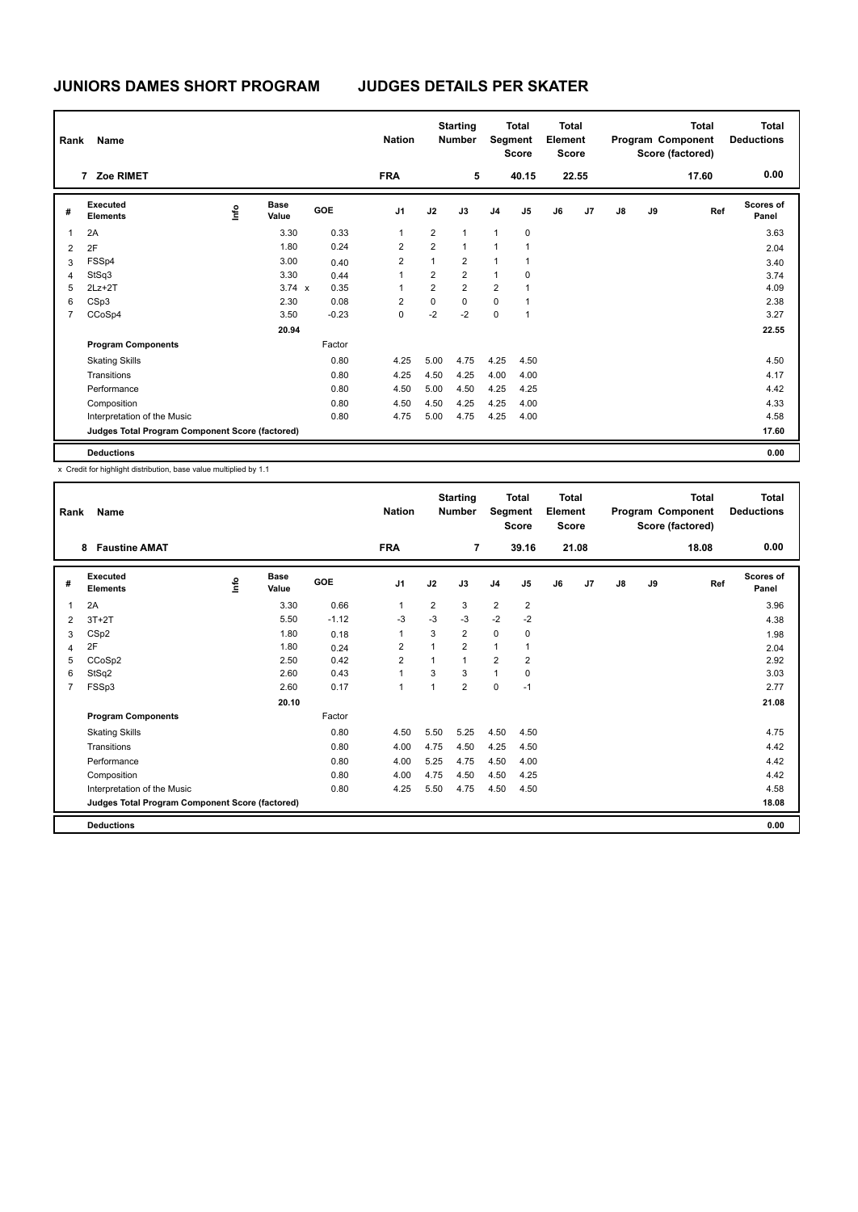# JUNIORS DAMES SHORT PROGRAM    JUDGES DETAILS PER SKATER

| Rank | Name | Nation | Starting Number | Total Segment Score | Total Element Score | Total Program Component Score (factored) | Total Deductions |
|---|---|---|---|---|---|---|---|
| 7 | Zoe RIMET | FRA | 5 | 40.15 | 22.55 | 17.60 | 0.00 |

| # | Executed Elements | Info | Base Value | GOE | J1 | J2 | J3 | J4 | J5 | J6 | J7 | J8 | J9 | Ref | Scores of Panel |
|---|---|---|---|---|---|---|---|---|---|---|---|---|---|---|---|
| 1 | 2A | | 3.30 | 0.33 | 1 | 2 | 1 | 1 | 0 | | | | | | 3.63 |
| 2 | 2F | | 1.80 | 0.24 | 2 | 2 | 1 | 1 | 1 | | | | | | 2.04 |
| 3 | FSSp4 | | 3.00 | 0.40 | 2 | 1 | 2 | 1 | 1 | | | | | | 3.40 |
| 4 | StSq3 | | 3.30 | 0.44 | 1 | 2 | 2 | 1 | 0 | | | | | | 3.74 |
| 5 | 2Lz+2T | | 3.74 x | 0.35 | 1 | 2 | 2 | 2 | 1 | | | | | | 4.09 |
| 6 | CSp3 | | 2.30 | 0.08 | 2 | 0 | 0 | 0 | 1 | | | | | | 2.38 |
| 7 | CCoSp4 | | 3.50 | -0.23 | 0 | -2 | -2 | 0 | 1 | | | | | | 3.27 |
| | | | 20.94 | | | | | | | | | | | | 22.55 |
| | **Program Components** | | | Factor | | | | | | | | | | | |
| | Skating Skills | | | 0.80 | 4.25 | 5.00 | 4.75 | 4.25 | 4.50 | | | | | | 4.50 |
| | Transitions | | | 0.80 | 4.25 | 4.50 | 4.25 | 4.00 | 4.00 | | | | | | 4.17 |
| | Performance | | | 0.80 | 4.50 | 5.00 | 4.50 | 4.25 | 4.25 | | | | | | 4.42 |
| | Composition | | | 0.80 | 4.50 | 4.50 | 4.25 | 4.25 | 4.00 | | | | | | 4.33 |
| | Interpretation of the Music | | | 0.80 | 4.75 | 5.00 | 4.75 | 4.25 | 4.00 | | | | | | 4.58 |
| | **Judges Total Program Component Score (factored)** | | | | | | | | | | | | | | 17.60 |
| | **Deductions** | | | | | | | | | | | | | | 0.00 |

x Credit for highlight distribution, base value multiplied by 1.1

| Rank | Name | Nation | Starting Number | Total Segment Score | Total Element Score | Total Program Component Score (factored) | Total Deductions |
|---|---|---|---|---|---|---|---|
| 8 | Faustine AMAT | FRA | 7 | 39.16 | 21.08 | 18.08 | 0.00 |

| # | Executed Elements | Info | Base Value | GOE | J1 | J2 | J3 | J4 | J5 | J6 | J7 | J8 | J9 | Ref | Scores of Panel |
|---|---|---|---|---|---|---|---|---|---|---|---|---|---|---|---|
| 1 | 2A | | 3.30 | 0.66 | 1 | 2 | 3 | 2 | 2 | | | | | | 3.96 |
| 2 | 3T+2T | | 5.50 | -1.12 | -3 | -3 | -3 | -2 | -2 | | | | | | 4.38 |
| 3 | CSp2 | | 1.80 | 0.18 | 1 | 3 | 2 | 0 | 0 | | | | | | 1.98 |
| 4 | 2F | | 1.80 | 0.24 | 2 | 1 | 2 | 1 | 1 | | | | | | 2.04 |
| 5 | CCoSp2 | | 2.50 | 0.42 | 2 | 1 | 1 | 2 | 2 | | | | | | 2.92 |
| 6 | StSq2 | | 2.60 | 0.43 | 1 | 3 | 3 | 1 | 0 | | | | | | 3.03 |
| 7 | FSSp3 | | 2.60 | 0.17 | 1 | 1 | 2 | 0 | -1 | | | | | | 2.77 |
| | | | 20.10 | | | | | | | | | | | | 21.08 |
| | **Program Components** | | | Factor | | | | | | | | | | | |
| | Skating Skills | | | 0.80 | 4.50 | 5.50 | 5.25 | 4.50 | 4.50 | | | | | | 4.75 |
| | Transitions | | | 0.80 | 4.00 | 4.75 | 4.50 | 4.25 | 4.50 | | | | | | 4.42 |
| | Performance | | | 0.80 | 4.00 | 5.25 | 4.75 | 4.50 | 4.00 | | | | | | 4.42 |
| | Composition | | | 0.80 | 4.00 | 4.75 | 4.50 | 4.50 | 4.25 | | | | | | 4.42 |
| | Interpretation of the Music | | | 0.80 | 4.25 | 5.50 | 4.75 | 4.50 | 4.50 | | | | | | 4.58 |
| | **Judges Total Program Component Score (factored)** | | | | | | | | | | | | | | 18.08 |
| | **Deductions** | | | | | | | | | | | | | | 0.00 |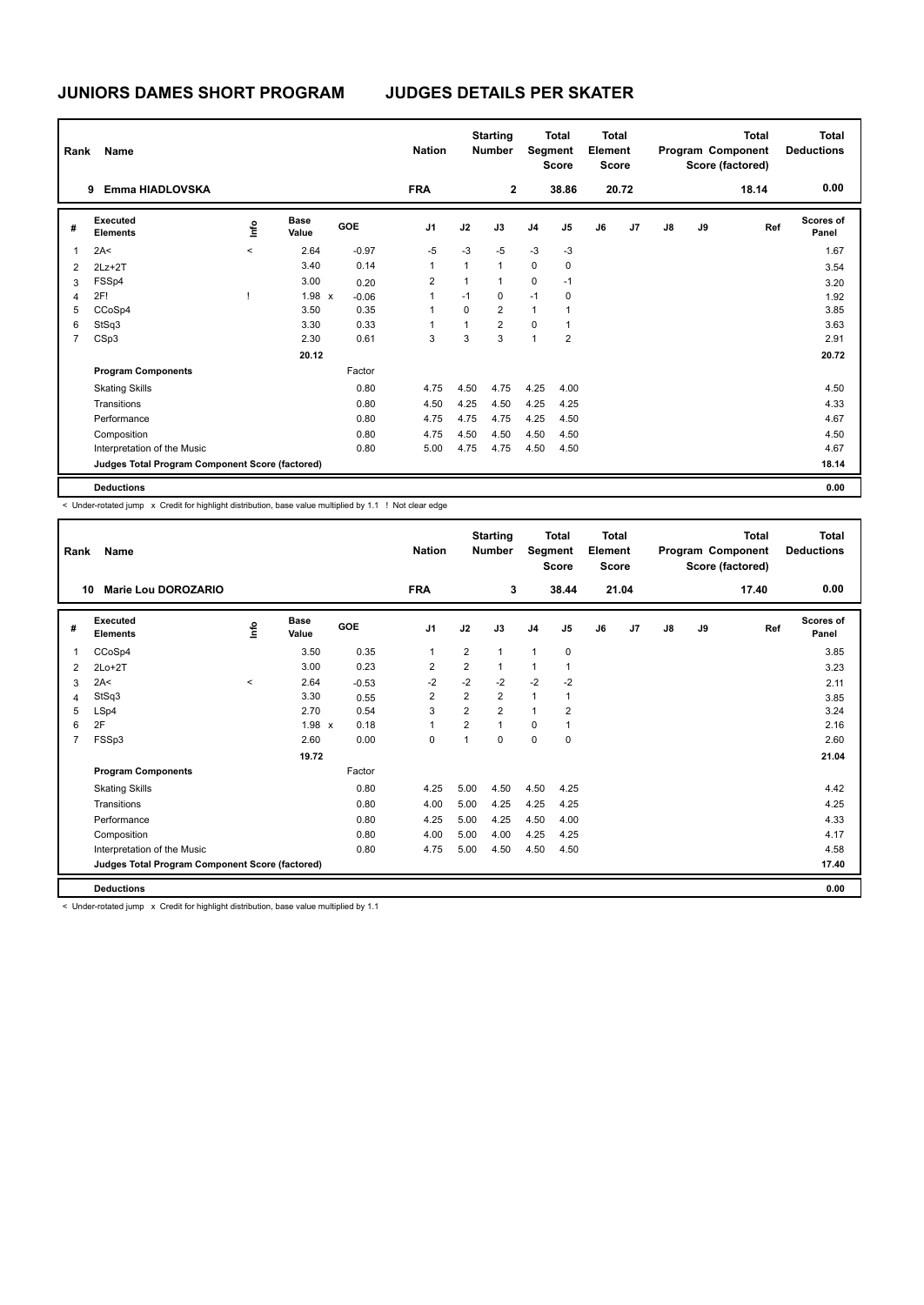# JUNIORS DAMES SHORT PROGRAM — JUDGES DETAILS PER SKATER

| Rank | Name | Nation | Starting Number | Total Segment Score | Total Element Score | Total Program Component Score (factored) | Total Deductions |
|---|---|---|---|---|---|---|---|
| 9 | Emma HIADLOVSKA | FRA | 2 | 38.86 | 20.72 | 18.14 | 0.00 |

| # | Executed Elements | Info | Base Value | | GOE | J1 | J2 | J3 | J4 | J5 | J6 | J7 | J8 | J9 | Ref | Scores of Panel |
|---|---|---|---|---|---|---|---|---|---|---|---|---|---|---|---|---|
| 1 | 2A< | < | 2.64 | | -0.97 | -5 | -3 | -5 | -3 | -3 | | | | | | 1.67 |
| 2 | 2Lz+2T | | 3.40 | | 0.14 | 1 | 1 | 1 | 0 | 0 | | | | | | 3.54 |
| 3 | FSSp4 | | 3.00 | | 0.20 | 2 | 1 | 1 | 0 | -1 | | | | | | 3.20 |
| 4 | 2F! | ! | 1.98 | x | -0.06 | 1 | -1 | 0 | -1 | 0 | | | | | | 1.92 |
| 5 | CCoSp4 | | 3.50 | | 0.35 | 1 | 0 | 2 | 1 | 1 | | | | | | 3.85 |
| 6 | StSq3 | | 3.30 | | 0.33 | 1 | 1 | 2 | 0 | 1 | | | | | | 3.63 |
| 7 | CSp3 | | 2.30 | | 0.61 | 3 | 3 | 3 | 1 | 2 | | | | | | 2.91 |
| | | | 20.12 | | | | | | | | | | | | | 20.72 |
| | **Program Components** | | | | Factor | | | | | | | | | | | |
| | Skating Skills | | | | 0.80 | 4.75 | 4.50 | 4.75 | 4.25 | 4.00 | | | | | | 4.50 |
| | Transitions | | | | 0.80 | 4.50 | 4.25 | 4.50 | 4.25 | 4.25 | | | | | | 4.33 |
| | Performance | | | | 0.80 | 4.75 | 4.75 | 4.75 | 4.25 | 4.50 | | | | | | 4.67 |
| | Composition | | | | 0.80 | 4.75 | 4.50 | 4.50 | 4.50 | 4.50 | | | | | | 4.50 |
| | Interpretation of the Music | | | | 0.80 | 5.00 | 4.75 | 4.75 | 4.50 | 4.50 | | | | | | 4.67 |
| | **Judges Total Program Component Score (factored)** | | | | | | | | | | | | | | | 18.14 |
| | **Deductions** | | | | | | | | | | | | | | | 0.00 |

< Under-rotated jump x Credit for highlight distribution, base value multiplied by 1.1 ! Not clear edge

| Rank | Name | Nation | Starting Number | Total Segment Score | Total Element Score | Total Program Component Score (factored) | Total Deductions |
|---|---|---|---|---|---|---|---|
| 10 | Marie Lou DOROZARIO | FRA | 3 | 38.44 | 21.04 | 17.40 | 0.00 |

| # | Executed Elements | Info | Base Value | | GOE | J1 | J2 | J3 | J4 | J5 | J6 | J7 | J8 | J9 | Ref | Scores of Panel |
|---|---|---|---|---|---|---|---|---|---|---|---|---|---|---|---|---|
| 1 | CCoSp4 | | 3.50 | | 0.35 | 1 | 2 | 1 | 1 | 0 | | | | | | 3.85 |
| 2 | 2Lo+2T | | 3.00 | | 0.23 | 2 | 2 | 1 | 1 | 1 | | | | | | 3.23 |
| 3 | 2A< | < | 2.64 | | -0.53 | -2 | -2 | -2 | -2 | -2 | | | | | | 2.11 |
| 4 | StSq3 | | 3.30 | | 0.55 | 2 | 2 | 2 | 1 | 1 | | | | | | 3.85 |
| 5 | LSp4 | | 2.70 | | 0.54 | 3 | 2 | 2 | 1 | 2 | | | | | | 3.24 |
| 6 | 2F | | 1.98 | x | 0.18 | 1 | 2 | 1 | 0 | 1 | | | | | | 2.16 |
| 7 | FSSp3 | | 2.60 | | 0.00 | 0 | 1 | 0 | 0 | 0 | | | | | | 2.60 |
| | | | 19.72 | | | | | | | | | | | | | 21.04 |
| | **Program Components** | | | | Factor | | | | | | | | | | | |
| | Skating Skills | | | | 0.80 | 4.25 | 5.00 | 4.50 | 4.50 | 4.25 | | | | | | 4.42 |
| | Transitions | | | | 0.80 | 4.00 | 5.00 | 4.25 | 4.25 | 4.25 | | | | | | 4.25 |
| | Performance | | | | 0.80 | 4.25 | 5.00 | 4.25 | 4.50 | 4.00 | | | | | | 4.33 |
| | Composition | | | | 0.80 | 4.00 | 5.00 | 4.00 | 4.25 | 4.25 | | | | | | 4.17 |
| | Interpretation of the Music | | | | 0.80 | 4.75 | 5.00 | 4.50 | 4.50 | 4.50 | | | | | | 4.58 |
| | **Judges Total Program Component Score (factored)** | | | | | | | | | | | | | | | 17.40 |
| | **Deductions** | | | | | | | | | | | | | | | 0.00 |

< Under-rotated jump x Credit for highlight distribution, base value multiplied by 1.1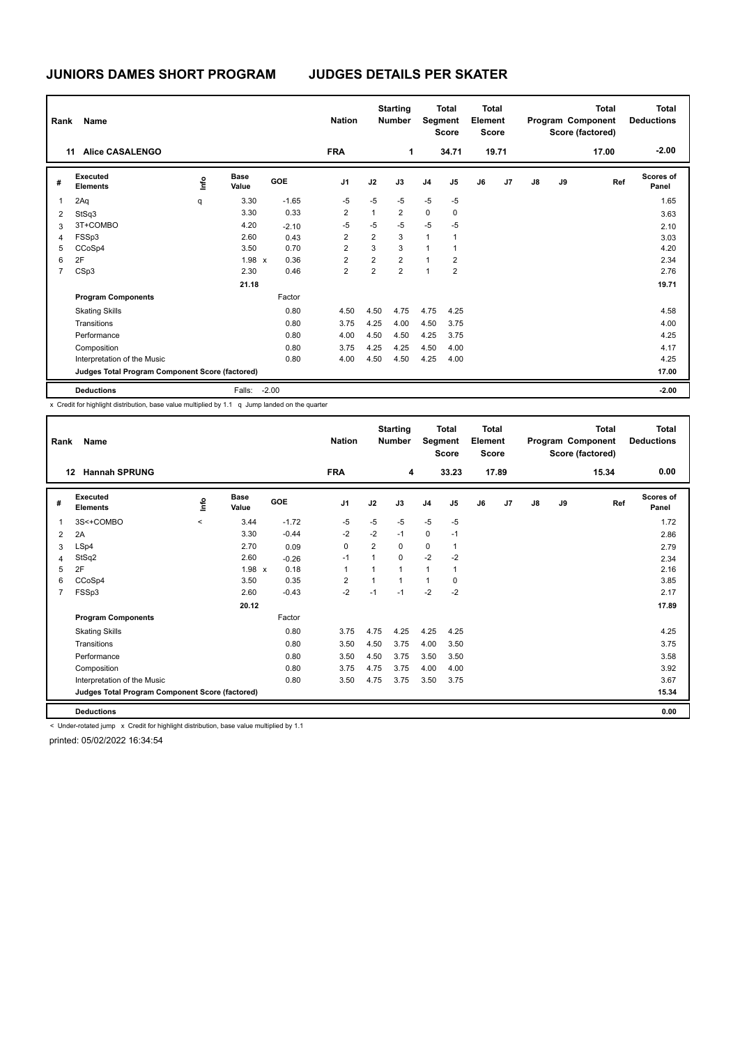# JUNIORS DAMES SHORT PROGRAM — JUDGES DETAILS PER SKATER

| Rank | Name | Nation | Starting Number | Total Segment Score | Total Element Score | Total Program Component Score (factored) | Total Deductions |
|---|---|---|---|---|---|---|---|
| 11 | Alice CASALENGO | FRA | 1 | 34.71 | 19.71 | 17.00 | -2.00 |

| # | Executed Elements | Info | Base Value | GOE | J1 | J2 | J3 | J4 | J5 | J6 | J7 | J8 | J9 | Ref | Scores of Panel |
|---|---|---|---|---|---|---|---|---|---|---|---|---|---|---|---|
| 1 | 2Aq | q | 3.30 | -1.65 | -5 | -5 | -5 | -5 | -5 | | | | | | 1.65 |
| 2 | StSq3 | | 3.30 | 0.33 | 2 | 1 | 2 | 0 | 0 | | | | | | 3.63 |
| 3 | 3T+COMBO | | 4.20 | -2.10 | -5 | -5 | -5 | -5 | -5 | | | | | | 2.10 |
| 4 | FSSp3 | | 2.60 | 0.43 | 2 | 2 | 3 | 1 | 1 | | | | | | 3.03 |
| 5 | CCoSp4 | | 3.50 | 0.70 | 2 | 3 | 3 | 1 | 1 | | | | | | 4.20 |
| 6 | 2F | | 1.98 x | 0.36 | 2 | 2 | 2 | 1 | 2 | | | | | | 2.34 |
| 7 | CSp3 | | 2.30 | 0.46 | 2 | 2 | 2 | 1 | 2 | | | | | | 2.76 |
| | | | 21.18 | | | | | | | | | | | | 19.71 |
| | **Program Components** | | | Factor | | | | | | | | | | | |
| | Skating Skills | | | 0.80 | 4.50 | 4.50 | 4.75 | 4.75 | 4.25 | | | | | | 4.58 |
| | Transitions | | | 0.80 | 3.75 | 4.25 | 4.00 | 4.50 | 3.75 | | | | | | 4.00 |
| | Performance | | | 0.80 | 4.00 | 4.50 | 4.50 | 4.25 | 3.75 | | | | | | 4.25 |
| | Composition | | | 0.80 | 3.75 | 4.25 | 4.25 | 4.50 | 4.00 | | | | | | 4.17 |
| | Interpretation of the Music | | | 0.80 | 4.00 | 4.50 | 4.50 | 4.25 | 4.00 | | | | | | 4.25 |
| | **Judges Total Program Component Score (factored)** | | | | | | | | | | | | | | 17.00 |
| | **Deductions** | | Falls: | -2.00 | | | | | | | | | | | -2.00 |

x Credit for highlight distribution, base value multiplied by 1.1 q Jump landed on the quarter

| Rank | Name | Nation | Starting Number | Total Segment Score | Total Element Score | Total Program Component Score (factored) | Total Deductions |
|---|---|---|---|---|---|---|---|
| 12 | Hannah SPRUNG | FRA | 4 | 33.23 | 17.89 | 15.34 | 0.00 |

| # | Executed Elements | Info | Base Value | GOE | J1 | J2 | J3 | J4 | J5 | J6 | J7 | J8 | J9 | Ref | Scores of Panel |
|---|---|---|---|---|---|---|---|---|---|---|---|---|---|---|---|
| 1 | 3S<+COMBO | < | 3.44 | -1.72 | -5 | -5 | -5 | -5 | -5 | | | | | | 1.72 |
| 2 | 2A | | 3.30 | -0.44 | -2 | -2 | -1 | 0 | -1 | | | | | | 2.86 |
| 3 | LSp4 | | 2.70 | 0.09 | 0 | 2 | 0 | 0 | 1 | | | | | | 2.79 |
| 4 | StSq2 | | 2.60 | -0.26 | -1 | 1 | 0 | -2 | -2 | | | | | | 2.34 |
| 5 | 2F | | 1.98 x | 0.18 | 1 | 1 | 1 | 1 | 1 | | | | | | 2.16 |
| 6 | CCoSp4 | | 3.50 | 0.35 | 2 | 1 | 1 | 1 | 0 | | | | | | 3.85 |
| 7 | FSSp3 | | 2.60 | -0.43 | -2 | -1 | -1 | -2 | -2 | | | | | | 2.17 |
| | | | 20.12 | | | | | | | | | | | | 17.89 |
| | **Program Components** | | | Factor | | | | | | | | | | | |
| | Skating Skills | | | 0.80 | 3.75 | 4.75 | 4.25 | 4.25 | 4.25 | | | | | | 4.25 |
| | Transitions | | | 0.80 | 3.50 | 4.50 | 3.75 | 4.00 | 3.50 | | | | | | 3.75 |
| | Performance | | | 0.80 | 3.50 | 4.50 | 3.75 | 3.50 | 3.50 | | | | | | 3.58 |
| | Composition | | | 0.80 | 3.75 | 4.75 | 3.75 | 4.00 | 4.00 | | | | | | 3.92 |
| | Interpretation of the Music | | | 0.80 | 3.50 | 4.75 | 3.75 | 3.50 | 3.75 | | | | | | 3.67 |
| | **Judges Total Program Component Score (factored)** | | | | | | | | | | | | | | 15.34 |
| | **Deductions** | | | | | | | | | | | | | | 0.00 |

< Under-rotated jump x Credit for highlight distribution, base value multiplied by 1.1

printed: 05/02/2022 16:34:54